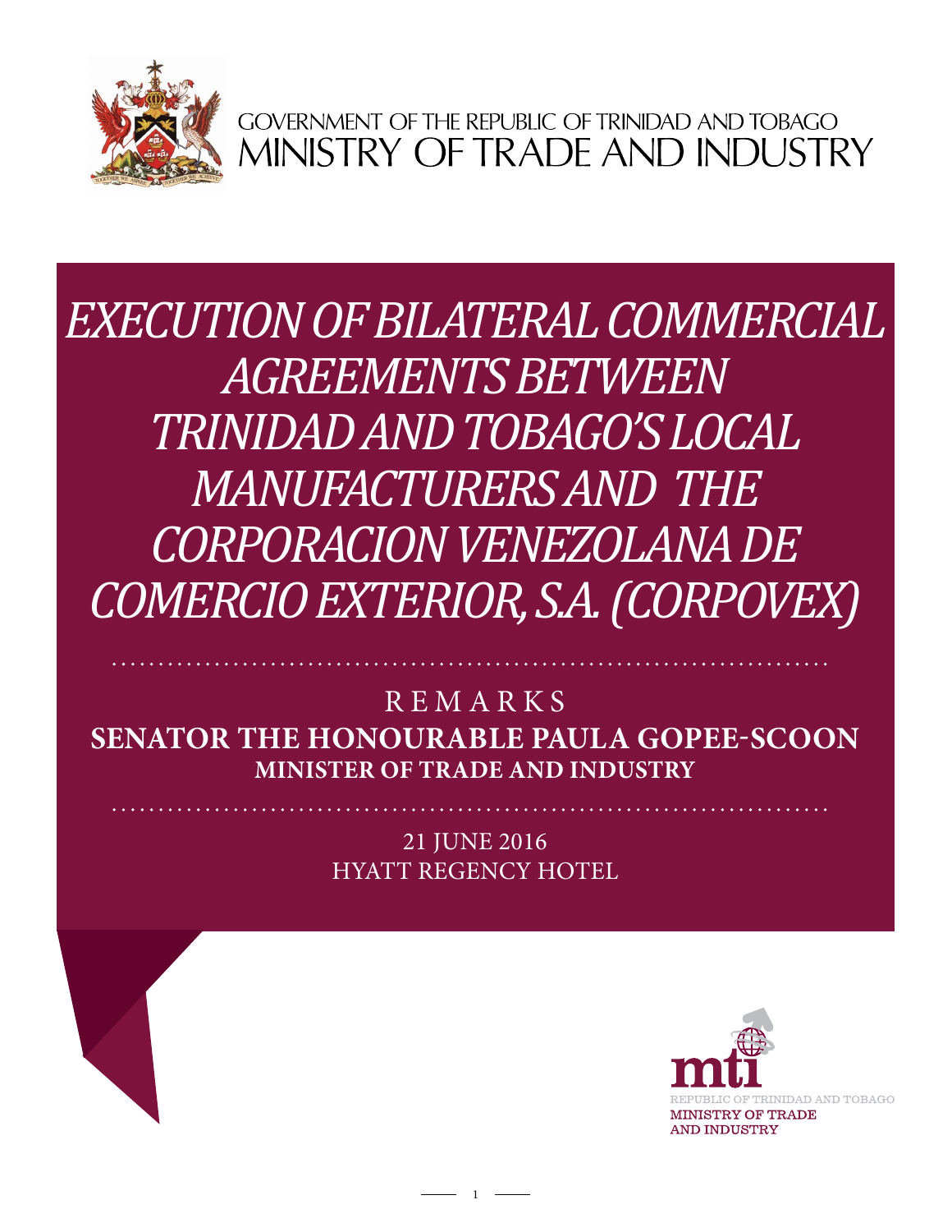GOVERNMENT OF THE REPUBLIC OF TRINIDAD AND TOBAGO
MINISTRY OF TRADE AND INDUSTRY

# *EXECUTION OF BILATERAL COMMERCIAL AGREEMENTS BETWEEN TRINIDAD AND TOBAGO'S LOCAL MANUFACTURERS AND THE CORPORACION VENEZOLANA DE COMERCIO EXTERIOR, S.A. (CORPOVEX)*

REMARKS

**SENATOR THE HONOURABLE PAULA GOPEE-SCOON**
**MINISTER OF TRADE AND INDUSTRY**

21 JUNE 2016
HYATT REGENCY HOTEL

mti
REPUBLIC OF TRINIDAD AND TOBAGO
MINISTRY OF TRADE AND INDUSTRY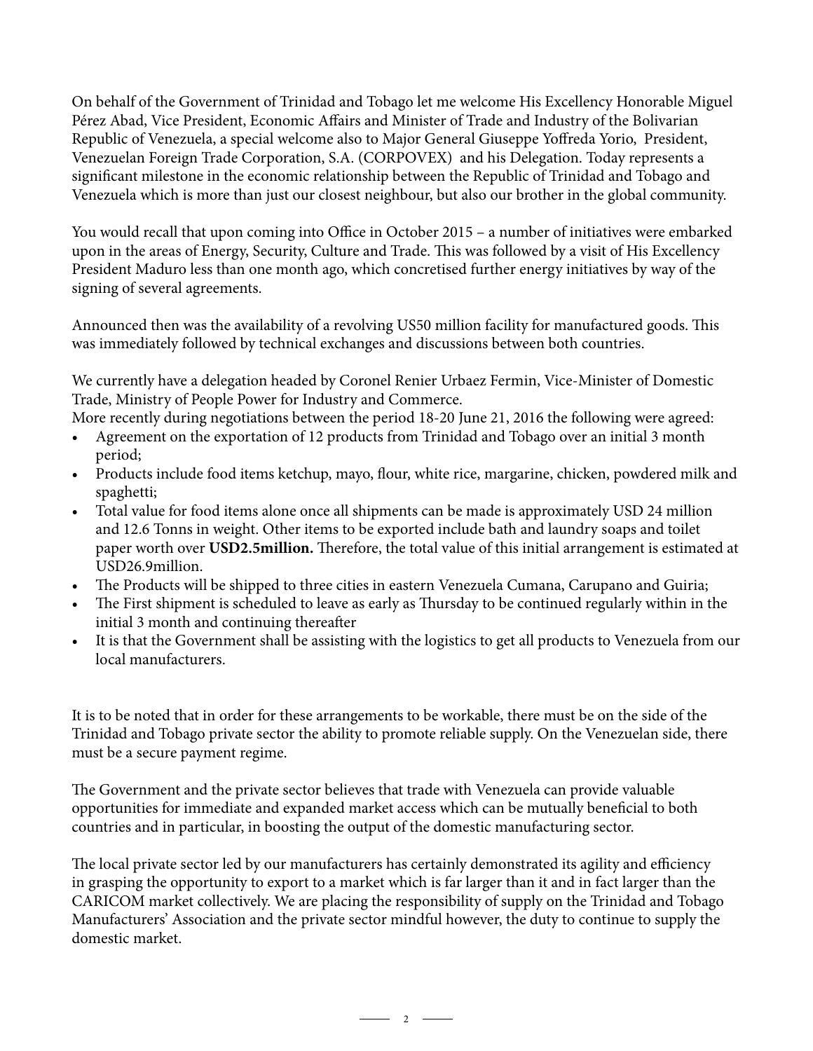On behalf of the Government of Trinidad and Tobago let me welcome His Excellency Honorable Miguel Pérez Abad, Vice President, Economic Affairs and Minister of Trade and Industry of the Bolivarian Republic of Venezuela, a special welcome also to Major General Giuseppe Yoffreda Yorio, President, Venezuelan Foreign Trade Corporation, S.A. (CORPOVEX) and his Delegation. Today represents a significant milestone in the economic relationship between the Republic of Trinidad and Tobago and Venezuela which is more than just our closest neighbour, but also our brother in the global community.

You would recall that upon coming into Office in October 2015 – a number of initiatives were embarked upon in the areas of Energy, Security, Culture and Trade. This was followed by a visit of His Excellency President Maduro less than one month ago, which concretised further energy initiatives by way of the signing of several agreements.

Announced then was the availability of a revolving US50 million facility for manufactured goods. This was immediately followed by technical exchanges and discussions between both countries.

We currently have a delegation headed by Coronel Renier Urbaez Fermin, Vice-Minister of Domestic Trade, Ministry of People Power for Industry and Commerce.
More recently during negotiations between the period 18-20 June 21, 2016 the following were agreed:

- Agreement on the exportation of 12 products from Trinidad and Tobago over an initial 3 month period;
- Products include food items ketchup, mayo, flour, white rice, margarine, chicken, powdered milk and spaghetti;
- Total value for food items alone once all shipments can be made is approximately USD 24 million and 12.6 Tonns in weight. Other items to be exported include bath and laundry soaps and toilet paper worth over **USD2.5million.** Therefore, the total value of this initial arrangement is estimated at USD26.9million.
- The Products will be shipped to three cities in eastern Venezuela Cumana, Carupano and Guiria;
- The First shipment is scheduled to leave as early as Thursday to be continued regularly within in the initial 3 month and continuing thereafter
- It is that the Government shall be assisting with the logistics to get all products to Venezuela from our local manufacturers.

It is to be noted that in order for these arrangements to be workable, there must be on the side of the Trinidad and Tobago private sector the ability to promote reliable supply. On the Venezuelan side, there must be a secure payment regime.

The Government and the private sector believes that trade with Venezuela can provide valuable opportunities for immediate and expanded market access which can be mutually beneficial to both countries and in particular, in boosting the output of the domestic manufacturing sector.

The local private sector led by our manufacturers has certainly demonstrated its agility and efficiency in grasping the opportunity to export to a market which is far larger than it and in fact larger than the CARICOM market collectively. We are placing the responsibility of supply on the Trinidad and Tobago Manufacturers' Association and the private sector mindful however, the duty to continue to supply the domestic market.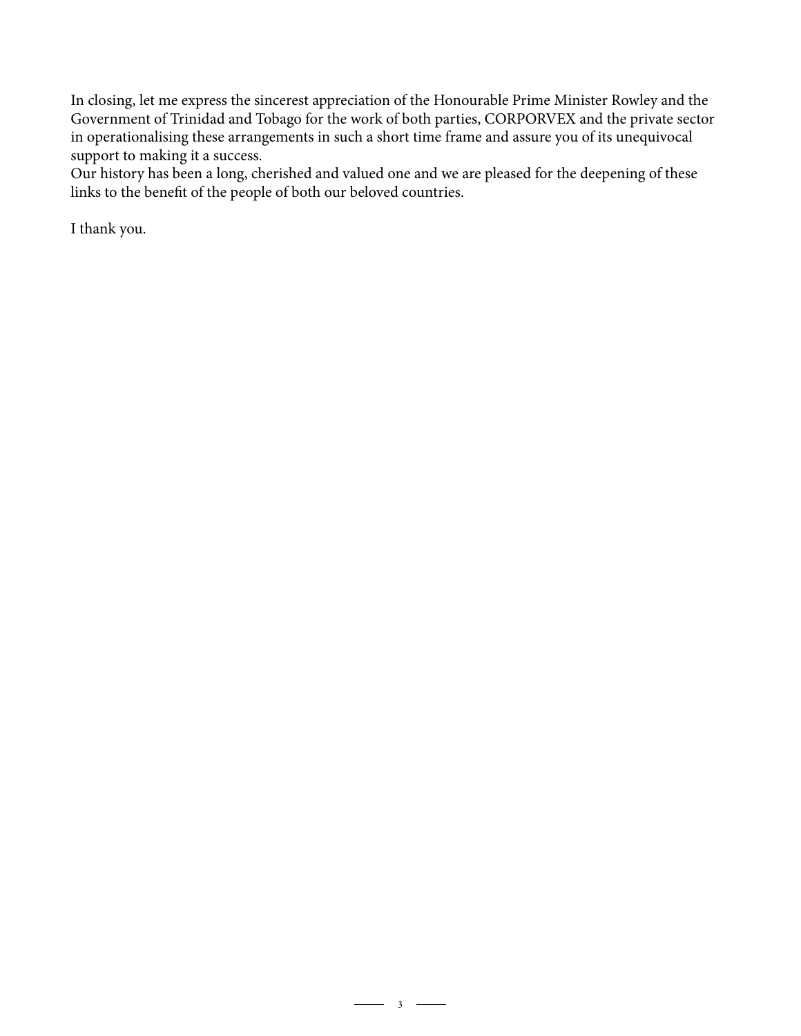In closing, let me express the sincerest appreciation of the Honourable Prime Minister Rowley and the Government of Trinidad and Tobago for the work of both parties, CORPORVEX and the private sector in operationalising these arrangements in such a short time frame and assure you of its unequivocal support to making it a success.
Our history has been a long, cherished and valued one and we are pleased for the deepening of these links to the benefit of the people of both our beloved countries.

I thank you.